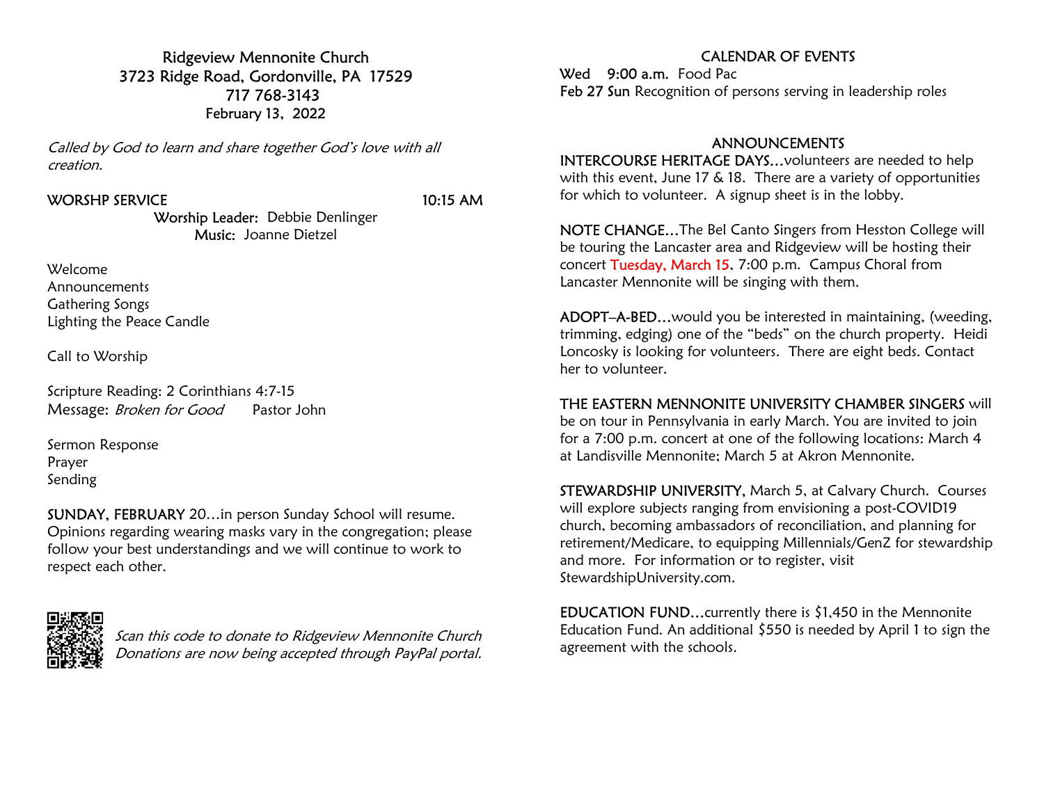# Ridgeview Mennonite Church

3723 Ridge Road, Gordonville, PA 17529
717 768-3143
February 13, 2022

*Called by God to learn and share together God's love with all creation.*

## WORSHP SERVICE 10:15 AM

Worship Leader: Debbie Denlinger
Music: Joanne Dietzel

Welcome
Announcements
Gathering Songs
Lighting the Peace Candle

Call to Worship

Scripture Reading: 2 Corinthians 4:7-15
Message: *Broken for Good* Pastor John

Sermon Response
Prayer
Sending

SUNDAY, FEBRUARY 20…in person Sunday School will resume. Opinions regarding wearing masks vary in the congregation; please follow your best understandings and we will continue to work to respect each other.

*Scan this code to donate to Ridgeview Mennonite Church Donations are now being accepted through PayPal portal.*

## CALENDAR OF EVENTS

Wed 9:00 a.m. Food Pac
Feb 27 Sun Recognition of persons serving in leadership roles

## ANNOUNCEMENTS

INTERCOURSE HERITAGE DAYS…volunteers are needed to help with this event, June 17 & 18. There are a variety of opportunities for which to volunteer. A signup sheet is in the lobby.

NOTE CHANGE…The Bel Canto Singers from Hesston College will be touring the Lancaster area and Ridgeview will be hosting their concert Tuesday, March 15, 7:00 p.m. Campus Choral from Lancaster Mennonite will be singing with them.

ADOPT–A-BED…would you be interested in maintaining, (weeding, trimming, edging) one of the "beds" on the church property. Heidi Loncosky is looking for volunteers. There are eight beds. Contact her to volunteer.

THE EASTERN MENNONITE UNIVERSITY CHAMBER SINGERS will be on tour in Pennsylvania in early March. You are invited to join for a 7:00 p.m. concert at one of the following locations: March 4 at Landisville Mennonite; March 5 at Akron Mennonite.

STEWARDSHIP UNIVERSITY, March 5, at Calvary Church. Courses will explore subjects ranging from envisioning a post-COVID19 church, becoming ambassadors of reconciliation, and planning for retirement/Medicare, to equipping Millennials/GenZ for stewardship and more. For information or to register, visit StewardshipUniversity.com.

EDUCATION FUND…currently there is $1,450 in the Mennonite Education Fund. An additional $550 is needed by April 1 to sign the agreement with the schools.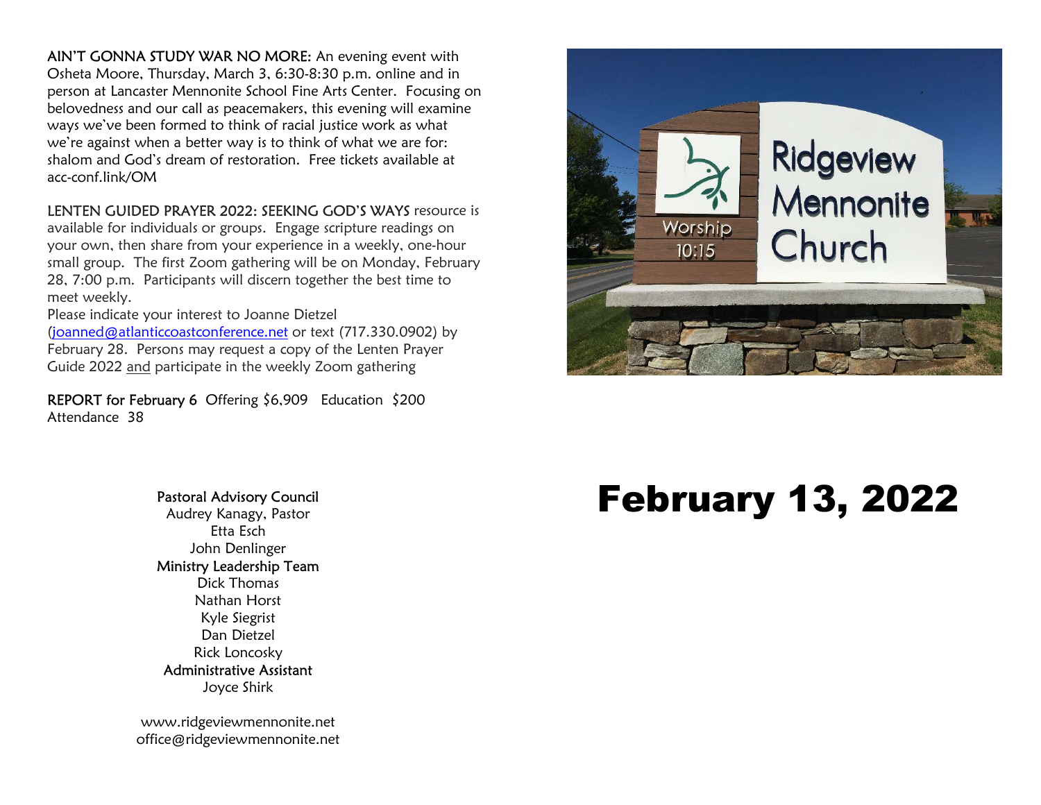**AIN'T GONNA STUDY WAR NO MORE:** An evening event with Osheta Moore, Thursday, March 3, 6:30-8:30 p.m. online and in person at Lancaster Mennonite School Fine Arts Center. Focusing on belovedness and our call as peacemakers, this evening will examine ways we've been formed to think of racial justice work as what we're against when a better way is to think of what we are for: shalom and God's dream of restoration. Free tickets available at acc-conf.link/OM

**LENTEN GUIDED PRAYER 2022: SEEKING GOD'S WAYS** resource is available for individuals or groups. Engage scripture readings on your own, then share from your experience in a weekly, one-hour small group. The first Zoom gathering will be on Monday, February 28, 7:00 p.m. Participants will discern together the best time to meet weekly.
Please indicate your interest to Joanne Dietzel (joanned@atlanticcoastconference.net or text (717.330.0902) by February 28. Persons may request a copy of the Lenten Prayer Guide 2022 and participate in the weekly Zoom gathering

**REPORT for February 6** Offering $6,909 Education $200
Attendance 38

**Pastoral Advisory Council**
Audrey Kanagy, Pastor
Etta Esch
John Denlinger
**Ministry Leadership Team**
Dick Thomas
Nathan Horst
Kyle Siegrist
Dan Dietzel
Rick Loncosky
**Administrative Assistant**
Joyce Shirk

www.ridgeviewmennonite.net
office@ridgeviewmennonite.net

Worship 10:15

Ridgeview Mennonite Church

# February 13, 2022